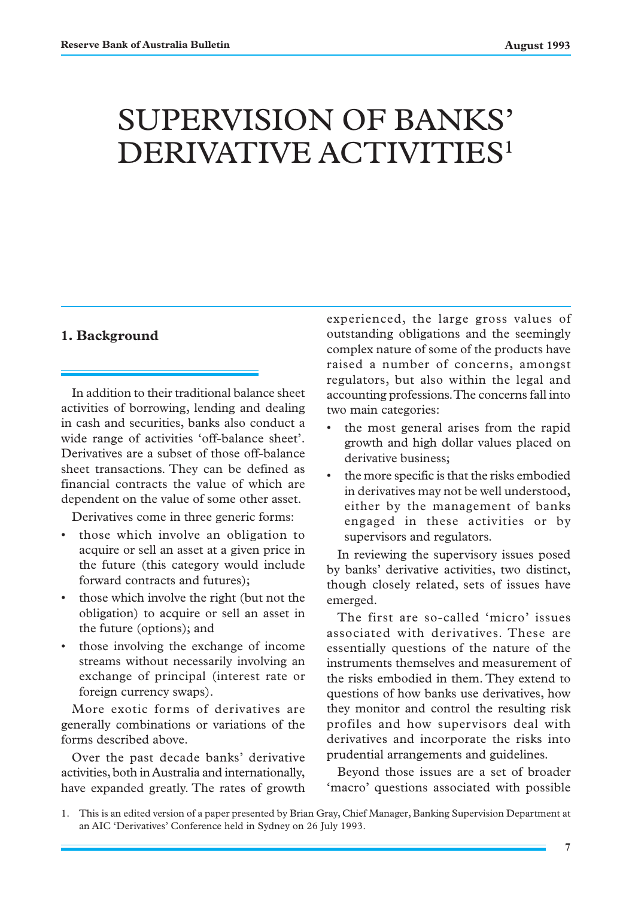# SUPERVISION OF BANKS' DERIVATIVE ACTIVITIES[1]

## 1. Background

In addition to their traditional balance sheet activities of borrowing, lending and dealing in cash and securities, banks also conduct a wide range of activities 'off-balance sheet'. Derivatives are a subset of those off-balance sheet transactions. They can be defined as financial contracts the value of which are dependent on the value of some other asset.

Derivatives come in three generic forms:

- those which involve an obligation to acquire or sell an asset at a given price in the future (this category would include forward contracts and futures);
- those which involve the right (but not the obligation) to acquire or sell an asset in the future (options); and
- those involving the exchange of income streams without necessarily involving an exchange of principal (interest rate or foreign currency swaps).

More exotic forms of derivatives are generally combinations or variations of the forms described above.

Over the past decade banks' derivative activities, both in Australia and internationally, have expanded greatly. The rates of growth experienced, the large gross values of outstanding obligations and the seemingly complex nature of some of the products have raised a number of concerns, amongst regulators, but also within the legal and accounting professions. The concerns fall into two main categories:

- the most general arises from the rapid growth and high dollar values placed on derivative business;
- the more specific is that the risks embodied in derivatives may not be well understood, either by the management of banks engaged in these activities or by supervisors and regulators.

In reviewing the supervisory issues posed by banks' derivative activities, two distinct, though closely related, sets of issues have emerged.

The first are so-called 'micro' issues associated with derivatives. These are essentially questions of the nature of the instruments themselves and measurement of the risks embodied in them. They extend to questions of how banks use derivatives, how they monitor and control the resulting risk profiles and how supervisors deal with derivatives and incorporate the risks into prudential arrangements and guidelines.

Beyond those issues are a set of broader 'macro' questions associated with possible

1. This is an edited version of a paper presented by Brian Gray, Chief Manager, Banking Supervision Department at an AIC 'Derivatives' Conference held in Sydney on 26 July 1993.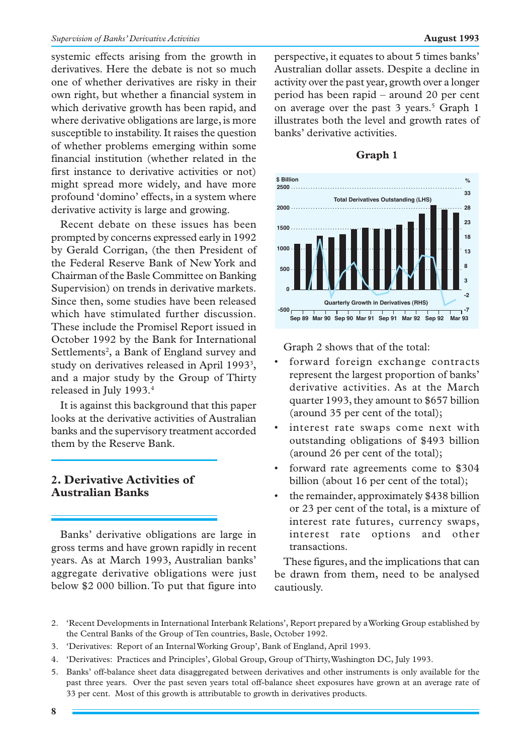systemic effects arising from the growth in derivatives. Here the debate is not so much one of whether derivatives are risky in their own right, but whether a financial system in which derivative growth has been rapid, and where derivative obligations are large, is more susceptible to instability. It raises the question of whether problems emerging within some financial institution (whether related in the first instance to derivative activities or not) might spread more widely, and have more profound 'domino' effects, in a system where derivative activity is large and growing.

Recent debate on these issues has been prompted by concerns expressed early in 1992 by Gerald Corrigan, (the then President of the Federal Reserve Bank of New York and Chairman of the Basle Committee on Banking Supervision) on trends in derivative markets. Since then, some studies have been released which have stimulated further discussion. These include the Promisel Report issued in October 1992 by the Bank for International Settlements[2], a Bank of England survey and study on derivatives released in April 1993[3], and a major study by the Group of Thirty released in July 1993.[4]

It is against this background that this paper looks at the derivative activities of Australian banks and the supervisory treatment accorded them by the Reserve Bank.

## 2. Derivative Activities of Australian Banks

Banks' derivative obligations are large in gross terms and have grown rapidly in recent years. As at March 1993, Australian banks' aggregate derivative obligations were just below $2 000 billion. To put that figure into perspective, it equates to about 5 times banks' Australian dollar assets. Despite a decline in activity over the past year, growth over a longer period has been rapid – around 20 per cent on average over the past 3 years.[5] Graph 1 illustrates both the level and growth rates of banks' derivative activities.

**Graph 1**

Graph 2 shows that of the total:

- forward foreign exchange contracts represent the largest proportion of banks' derivative activities. As at the March quarter 1993, they amount to $657 billion (around 35 per cent of the total);
- interest rate swaps come next with outstanding obligations of $493 billion (around 26 per cent of the total);
- forward rate agreements come to $304 billion (about 16 per cent of the total);
- the remainder, approximately $438 billion or 23 per cent of the total, is a mixture of interest rate futures, currency swaps, interest rate options and other transactions.

These figures, and the implications that can be drawn from them, need to be analysed cautiously.

2. 'Recent Developments in International Interbank Relations', Report prepared by a Working Group established by the Central Banks of the Group of Ten countries, Basle, October 1992.
3. 'Derivatives: Report of an Internal Working Group', Bank of England, April 1993.
4. 'Derivatives: Practices and Principles', Global Group, Group of Thirty, Washington DC, July 1993.
5. Banks' off-balance sheet data disaggregated between derivatives and other instruments is only available for the past three years. Over the past seven years total off-balance sheet exposures have grown at an average rate of 33 per cent. Most of this growth is attributable to growth in derivatives products.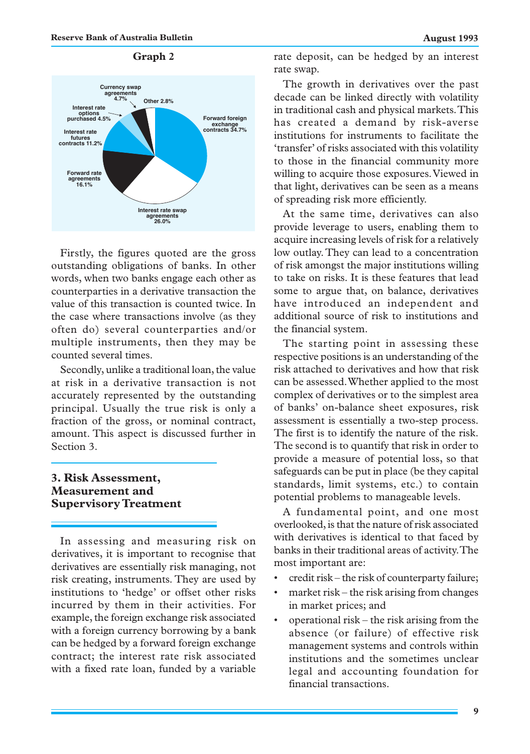**Graph 2**

Currency swap agreements 4.7%
Other 2.8%
Interest rate options purchased 4.5%
Forward foreign exchange contracts 34.7%
Interest rate futures contracts 11.2%
Forward rate agreements 16.1%
Interest rate swap agreements 26.0%

Firstly, the figures quoted are the gross outstanding obligations of banks. In other words, when two banks engage each other as counterparties in a derivative transaction the value of this transaction is counted twice. In the case where transactions involve (as they often do) several counterparties and/or multiple instruments, then they may be counted several times.

Secondly, unlike a traditional loan, the value at risk in a derivative transaction is not accurately represented by the outstanding principal. Usually the true risk is only a fraction of the gross, or nominal contract, amount. This aspect is discussed further in Section 3.

## 3. Risk Assessment, Measurement and Supervisory Treatment

In assessing and measuring risk on derivatives, it is important to recognise that derivatives are essentially risk managing, not risk creating, instruments. They are used by institutions to 'hedge' or offset other risks incurred by them in their activities. For example, the foreign exchange risk associated with a foreign currency borrowing by a bank can be hedged by a forward foreign exchange contract; the interest rate risk associated with a fixed rate loan, funded by a variable rate deposit, can be hedged by an interest rate swap.

The growth in derivatives over the past decade can be linked directly with volatility in traditional cash and physical markets. This has created a demand by risk-averse institutions for instruments to facilitate the 'transfer' of risks associated with this volatility to those in the financial community more willing to acquire those exposures. Viewed in that light, derivatives can be seen as a means of spreading risk more efficiently.

At the same time, derivatives can also provide leverage to users, enabling them to acquire increasing levels of risk for a relatively low outlay. They can lead to a concentration of risk amongst the major institutions willing to take on risks. It is these features that lead some to argue that, on balance, derivatives have introduced an independent and additional source of risk to institutions and the financial system.

The starting point in assessing these respective positions is an understanding of the risk attached to derivatives and how that risk can be assessed. Whether applied to the most complex of derivatives or to the simplest area of banks' on-balance sheet exposures, risk assessment is essentially a two-step process. The first is to identify the nature of the risk. The second is to quantify that risk in order to provide a measure of potential loss, so that safeguards can be put in place (be they capital standards, limit systems, etc.) to contain potential problems to manageable levels.

A fundamental point, and one most overlooked, is that the nature of risk associated with derivatives is identical to that faced by banks in their traditional areas of activity. The most important are:

- credit risk – the risk of counterparty failure;
- market risk – the risk arising from changes in market prices; and
- operational risk – the risk arising from the absence (or failure) of effective risk management systems and controls within institutions and the sometimes unclear legal and accounting foundation for financial transactions.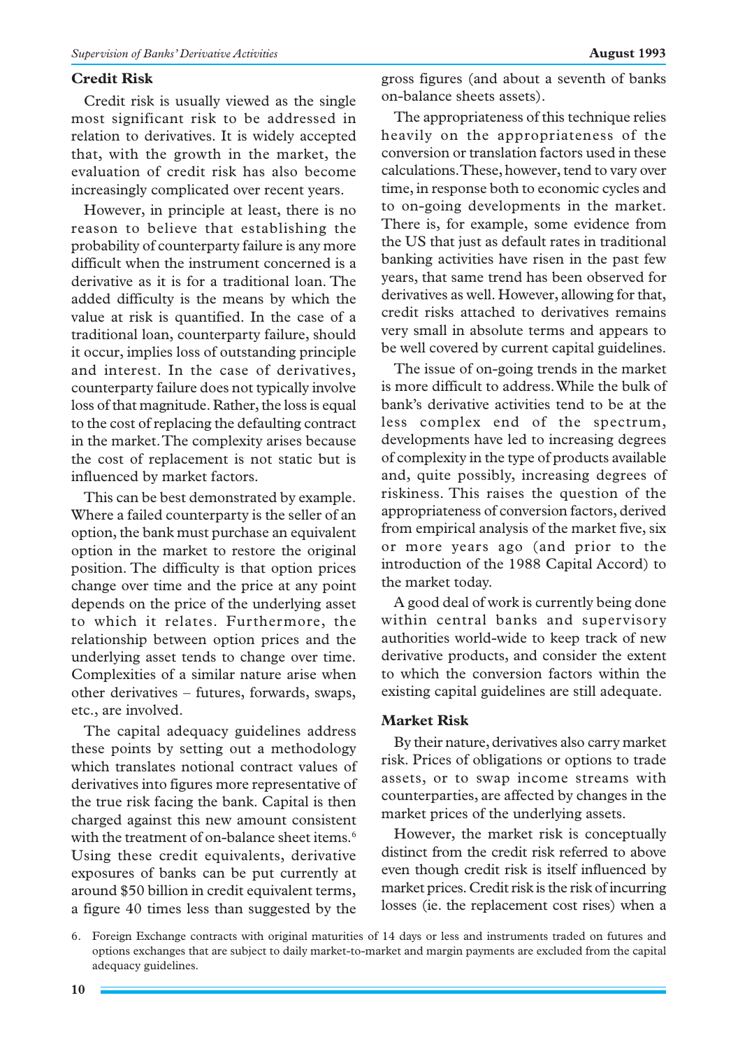### Credit Risk

Credit risk is usually viewed as the single most significant risk to be addressed in relation to derivatives. It is widely accepted that, with the growth in the market, the evaluation of credit risk has also become increasingly complicated over recent years.

However, in principle at least, there is no reason to believe that establishing the probability of counterparty failure is any more difficult when the instrument concerned is a derivative as it is for a traditional loan. The added difficulty is the means by which the value at risk is quantified. In the case of a traditional loan, counterparty failure, should it occur, implies loss of outstanding principle and interest. In the case of derivatives, counterparty failure does not typically involve loss of that magnitude. Rather, the loss is equal to the cost of replacing the defaulting contract in the market. The complexity arises because the cost of replacement is not static but is influenced by market factors.

This can be best demonstrated by example. Where a failed counterparty is the seller of an option, the bank must purchase an equivalent option in the market to restore the original position. The difficulty is that option prices change over time and the price at any point depends on the price of the underlying asset to which it relates. Furthermore, the relationship between option prices and the underlying asset tends to change over time. Complexities of a similar nature arise when other derivatives – futures, forwards, swaps, etc., are involved.

The capital adequacy guidelines address these points by setting out a methodology which translates notional contract values of derivatives into figures more representative of the true risk facing the bank. Capital is then charged against this new amount consistent with the treatment of on-balance sheet items.[6] Using these credit equivalents, derivative exposures of banks can be put currently at around $50 billion in credit equivalent terms, a figure 40 times less than suggested by the gross figures (and about a seventh of banks on-balance sheets assets).

The appropriateness of this technique relies heavily on the appropriateness of the conversion or translation factors used in these calculations. These, however, tend to vary over time, in response both to economic cycles and to on-going developments in the market. There is, for example, some evidence from the US that just as default rates in traditional banking activities have risen in the past few years, that same trend has been observed for derivatives as well. However, allowing for that, credit risks attached to derivatives remains very small in absolute terms and appears to be well covered by current capital guidelines.

The issue of on-going trends in the market is more difficult to address. While the bulk of bank's derivative activities tend to be at the less complex end of the spectrum, developments have led to increasing degrees of complexity in the type of products available and, quite possibly, increasing degrees of riskiness. This raises the question of the appropriateness of conversion factors, derived from empirical analysis of the market five, six or more years ago (and prior to the introduction of the 1988 Capital Accord) to the market today.

A good deal of work is currently being done within central banks and supervisory authorities world-wide to keep track of new derivative products, and consider the extent to which the conversion factors within the existing capital guidelines are still adequate.

### Market Risk

By their nature, derivatives also carry market risk. Prices of obligations or options to trade assets, or to swap income streams with counterparties, are affected by changes in the market prices of the underlying assets.

However, the market risk is conceptually distinct from the credit risk referred to above even though credit risk is itself influenced by market prices. Credit risk is the risk of incurring losses (ie. the replacement cost rises) when a

6. Foreign Exchange contracts with original maturities of 14 days or less and instruments traded on futures and options exchanges that are subject to daily market-to-market and margin payments are excluded from the capital adequacy guidelines.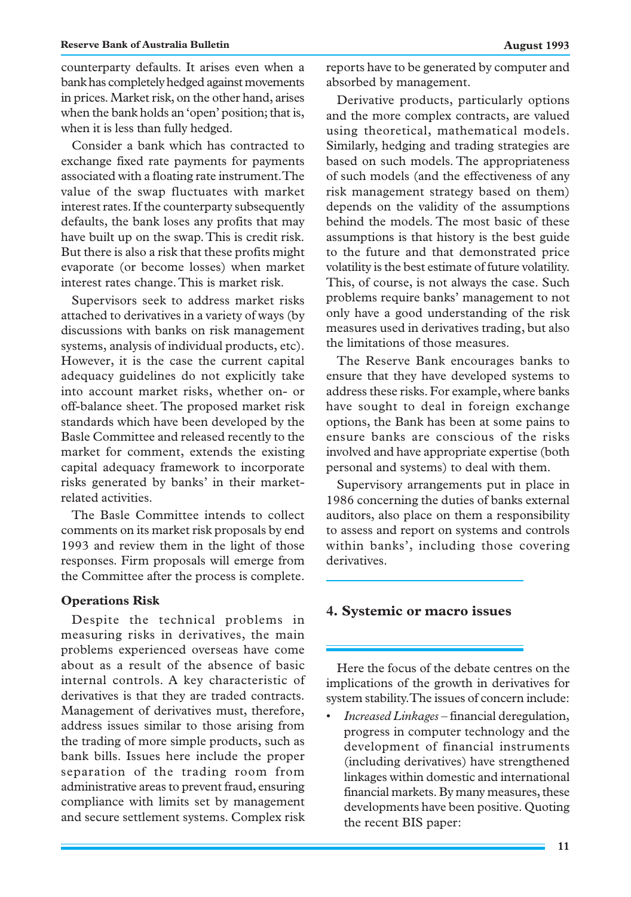counterparty defaults. It arises even when a bank has completely hedged against movements in prices. Market risk, on the other hand, arises when the bank holds an 'open' position; that is, when it is less than fully hedged.

Consider a bank which has contracted to exchange fixed rate payments for payments associated with a floating rate instrument. The value of the swap fluctuates with market interest rates. If the counterparty subsequently defaults, the bank loses any profits that may have built up on the swap. This is credit risk. But there is also a risk that these profits might evaporate (or become losses) when market interest rates change. This is market risk.

Supervisors seek to address market risks attached to derivatives in a variety of ways (by discussions with banks on risk management systems, analysis of individual products, etc). However, it is the case the current capital adequacy guidelines do not explicitly take into account market risks, whether on- or off-balance sheet. The proposed market risk standards which have been developed by the Basle Committee and released recently to the market for comment, extends the existing capital adequacy framework to incorporate risks generated by banks' in their market-related activities.

The Basle Committee intends to collect comments on its market risk proposals by end 1993 and review them in the light of those responses. Firm proposals will emerge from the Committee after the process is complete.

### Operations Risk

Despite the technical problems in measuring risks in derivatives, the main problems experienced overseas have come about as a result of the absence of basic internal controls. A key characteristic of derivatives is that they are traded contracts. Management of derivatives must, therefore, address issues similar to those arising from the trading of more simple products, such as bank bills. Issues here include the proper separation of the trading room from administrative areas to prevent fraud, ensuring compliance with limits set by management and secure settlement systems. Complex risk reports have to be generated by computer and absorbed by management.

Derivative products, particularly options and the more complex contracts, are valued using theoretical, mathematical models. Similarly, hedging and trading strategies are based on such models. The appropriateness of such models (and the effectiveness of any risk management strategy based on them) depends on the validity of the assumptions behind the models. The most basic of these assumptions is that history is the best guide to the future and that demonstrated price volatility is the best estimate of future volatility. This, of course, is not always the case. Such problems require banks' management to not only have a good understanding of the risk measures used in derivatives trading, but also the limitations of those measures.

The Reserve Bank encourages banks to ensure that they have developed systems to address these risks. For example, where banks have sought to deal in foreign exchange options, the Bank has been at some pains to ensure banks are conscious of the risks involved and have appropriate expertise (both personal and systems) to deal with them.

Supervisory arrangements put in place in 1986 concerning the duties of banks external auditors, also place on them a responsibility to assess and report on systems and controls within banks', including those covering derivatives.

## 4. Systemic or macro issues

Here the focus of the debate centres on the implications of the growth in derivatives for system stability. The issues of concern include:

- *Increased Linkages* – financial deregulation, progress in computer technology and the development of financial instruments (including derivatives) have strengthened linkages within domestic and international financial markets. By many measures, these developments have been positive. Quoting the recent BIS paper: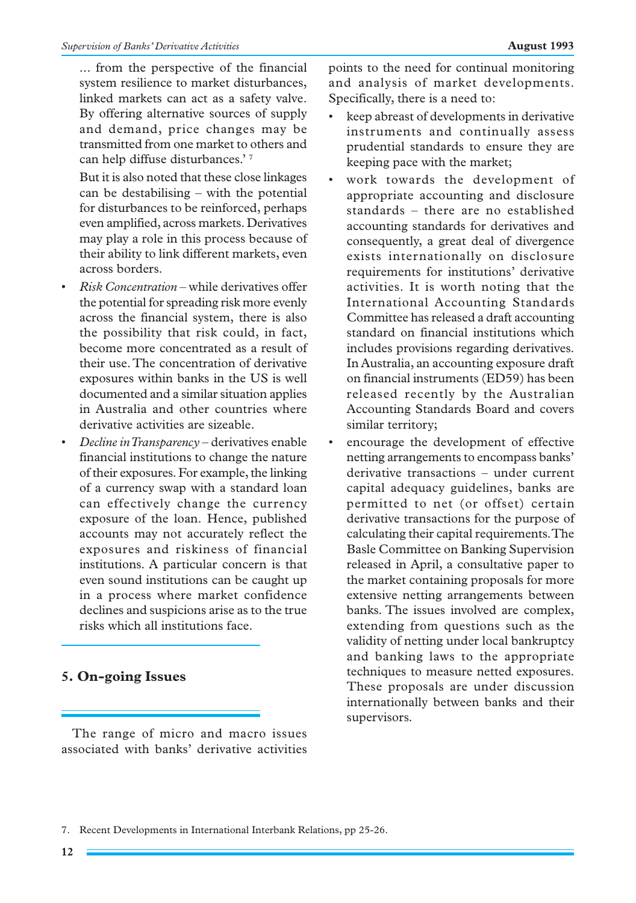... from the perspective of the financial system resilience to market disturbances, linked markets can act as a safety valve. By offering alternative sources of supply and demand, price changes may be transmitted from one market to others and can help diffuse disturbances.' [7]

But it is also noted that these close linkages can be destabilising – with the potential for disturbances to be reinforced, perhaps even amplified, across markets. Derivatives may play a role in this process because of their ability to link different markets, even across borders.

- *Risk Concentration* – while derivatives offer the potential for spreading risk more evenly across the financial system, there is also the possibility that risk could, in fact, become more concentrated as a result of their use. The concentration of derivative exposures within banks in the US is well documented and a similar situation applies in Australia and other countries where derivative activities are sizeable.
- *Decline in Transparency* – derivatives enable financial institutions to change the nature of their exposures. For example, the linking of a currency swap with a standard loan can effectively change the currency exposure of the loan. Hence, published accounts may not accurately reflect the exposures and riskiness of financial institutions. A particular concern is that even sound institutions can be caught up in a process where market confidence declines and suspicions arise as to the true risks which all institutions face.

## 5. On-going Issues

The range of micro and macro issues associated with banks' derivative activities points to the need for continual monitoring and analysis of market developments. Specifically, there is a need to:

- keep abreast of developments in derivative instruments and continually assess prudential standards to ensure they are keeping pace with the market;
- work towards the development of appropriate accounting and disclosure standards – there are no established accounting standards for derivatives and consequently, a great deal of divergence exists internationally on disclosure requirements for institutions' derivative activities. It is worth noting that the International Accounting Standards Committee has released a draft accounting standard on financial institutions which includes provisions regarding derivatives. In Australia, an accounting exposure draft on financial instruments (ED59) has been released recently by the Australian Accounting Standards Board and covers similar territory;
- encourage the development of effective netting arrangements to encompass banks' derivative transactions – under current capital adequacy guidelines, banks are permitted to net (or offset) certain derivative transactions for the purpose of calculating their capital requirements. The Basle Committee on Banking Supervision released in April, a consultative paper to the market containing proposals for more extensive netting arrangements between banks. The issues involved are complex, extending from questions such as the validity of netting under local bankruptcy and banking laws to the appropriate techniques to measure netted exposures. These proposals are under discussion internationally between banks and their supervisors.

7. Recent Developments in International Interbank Relations, pp 25-26.